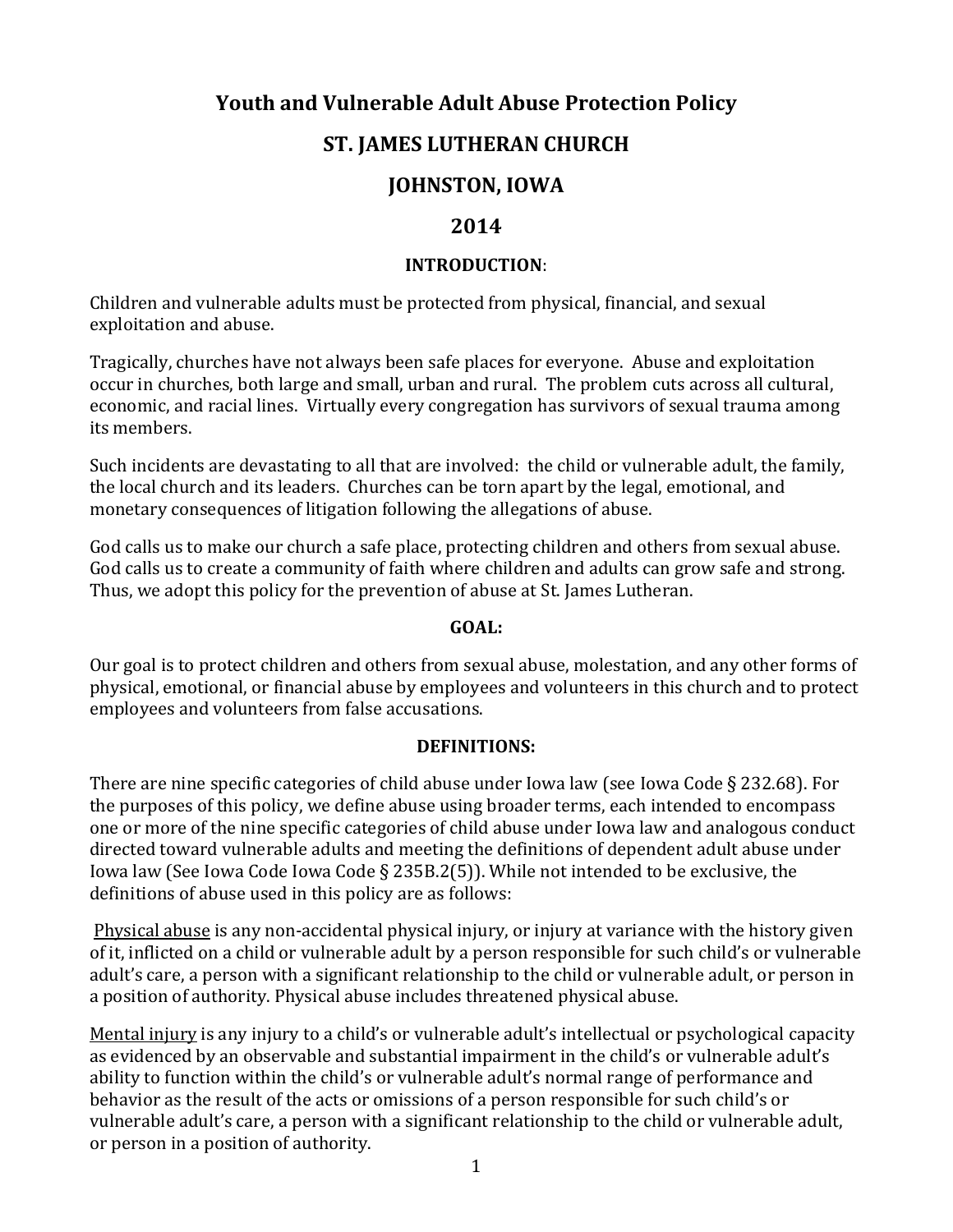# Youth and Vulnerable Adult Abuse Protection Policy

# ST. JAMES LUTHERAN CHURCH

# JOHNSTON, IOWA

# 2014

## INTRODUCTION:

Children and vulnerable adults must be protected from physical, financial, and sexual exploitation and abuse.

Tragically, churches have not always been safe places for everyone. Abuse and exploitation occur in churches, both large and small, urban and rural. The problem cuts across all cultural, economic, and racial lines. Virtually every congregation has survivors of sexual trauma among its members.

Such incidents are devastating to all that are involved: the child or vulnerable adult, the family, the local church and its leaders. Churches can be torn apart by the legal, emotional, and monetary consequences of litigation following the allegations of abuse.

God calls us to make our church a safe place, protecting children and others from sexual abuse. God calls us to create a community of faith where children and adults can grow safe and strong. Thus, we adopt this policy for the prevention of abuse at St. James Lutheran.

## GOAL:

Our goal is to protect children and others from sexual abuse, molestation, and any other forms of physical, emotional, or financial abuse by employees and volunteers in this church and to protect employees and volunteers from false accusations.

## DEFINITIONS:

There are nine specific categories of child abuse under Iowa law (see Iowa Code § 232.68). For the purposes of this policy, we define abuse using broader terms, each intended to encompass one or more of the nine specific categories of child abuse under Iowa law and analogous conduct directed toward vulnerable adults and meeting the definitions of dependent adult abuse under Iowa law (See Iowa Code Iowa Code § 235B.2(5)). While not intended to be exclusive, the definitions of abuse used in this policy are as follows:

<u>Physical abuse</u> is any non-accidental physical injury, or injury at variance with the history given of it, inflicted on a child or vulnerable adult by a person responsible for such child's or vulnerable adult's care, a person with a significant relationship to the child or vulnerable adult, or person in a position of authority. Physical abuse includes threatened physical abuse.

<u>Mental injury</u> is any injury to a child's or vulnerable adult's intellectual or psychological capacity as evidenced by an observable and substantial impairment in the child's or vulnerable adult's ability to function within the child's or vulnerable adult's normal range of performance and behavior as the result of the acts or omissions of a person responsible for such child's or vulnerable adult's care, a person with a significant relationship to the child or vulnerable adult, or person in a position of authority.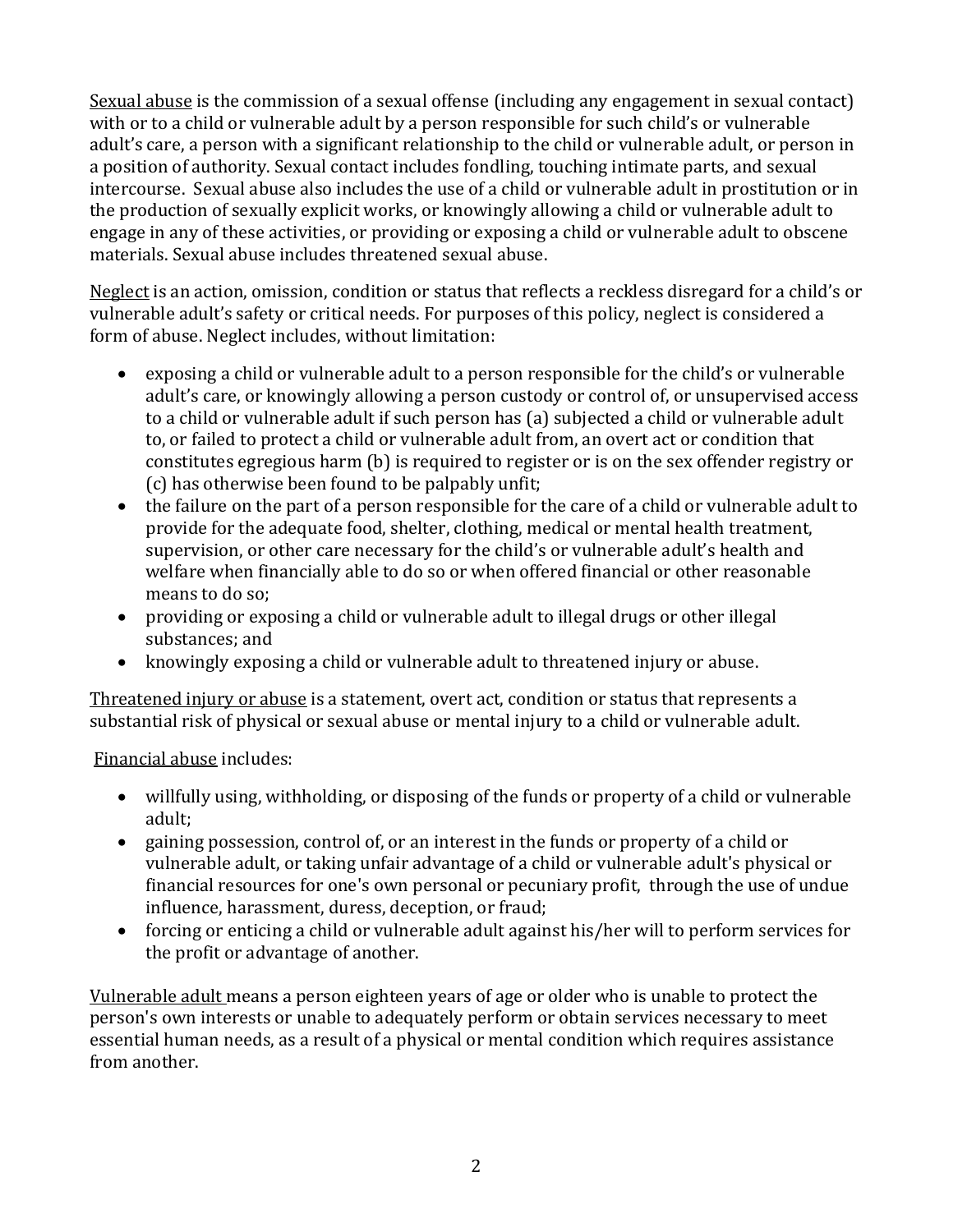<u>Sexual abuse</u> is the commission of a sexual offense (including any engagement in sexual contact) with or to a child or vulnerable adult by a person responsible for such child's or vulnerable adult's care, a person with a significant relationship to the child or vulnerable adult, or person in a position of authority. Sexual contact includes fondling, touching intimate parts, and sexual intercourse. Sexual abuse also includes the use of a child or vulnerable adult in prostitution or in the production of sexually explicit works, or knowingly allowing a child or vulnerable adult to engage in any of these activities, or providing or exposing a child or vulnerable adult to obscene materials. Sexual abuse includes threatened sexual abuse.

<u>Neglect</u> is an action, omission, condition or status that reflects a reckless disregard for a child's or vulnerable adult's safety or critical needs. For purposes of this policy, neglect is considered a form of abuse. Neglect includes, without limitation:

- exposing a child or vulnerable adult to a person responsible for the child's or vulnerable adult's care, or knowingly allowing a person custody or control of, or unsupervised access to a child or vulnerable adult if such person has (a) subjected a child or vulnerable adult to, or failed to protect a child or vulnerable adult from, an overt act or condition that constitutes egregious harm (b) is required to register or is on the sex offender registry or (c) has otherwise been found to be palpably unfit;
- the failure on the part of a person responsible for the care of a child or vulnerable adult to provide for the adequate food, shelter, clothing, medical or mental health treatment, supervision, or other care necessary for the child's or vulnerable adult's health and welfare when financially able to do so or when offered financial or other reasonable means to do so;
- providing or exposing a child or vulnerable adult to illegal drugs or other illegal substances; and
- knowingly exposing a child or vulnerable adult to threatened injury or abuse.

<u>Threatened injury or abuse</u> is a statement, overt act, condition or status that represents a substantial risk of physical or sexual abuse or mental injury to a child or vulnerable adult.

<u>Financial abuse</u> includes:

- willfully using, withholding, or disposing of the funds or property of a child or vulnerable adult;
- gaining possession, control of, or an interest in the funds or property of a child or vulnerable adult, or taking unfair advantage of a child or vulnerable adult's physical or financial resources for one's own personal or pecuniary profit, through the use of undue influence, harassment, duress, deception, or fraud;
- forcing or enticing a child or vulnerable adult against his/her will to perform services for the profit or advantage of another.

<u>Vulnerable adult</u> means a person eighteen years of age or older who is unable to protect the person's own interests or unable to adequately perform or obtain services necessary to meet essential human needs, as a result of a physical or mental condition which requires assistance from another.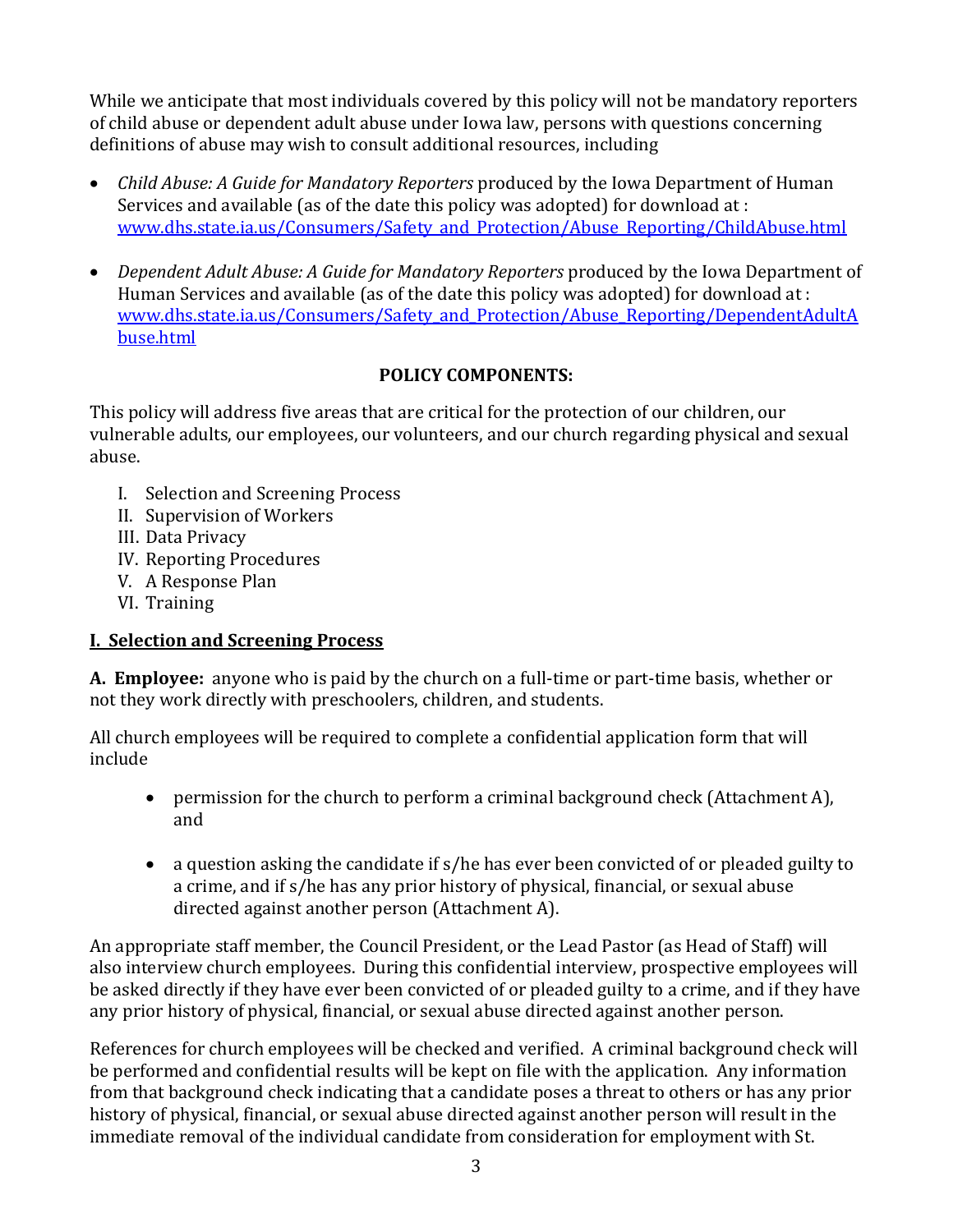While we anticipate that most individuals covered by this policy will not be mandatory reporters of child abuse or dependent adult abuse under Iowa law, persons with questions concerning definitions of abuse may wish to consult additional resources, including

- *Child Abuse: A Guide for Mandatory Reporters* produced by the Iowa Department of Human Services and available (as of the date this policy was adopted) for download at : [www.dhs.state.ia.us/Consumers/Safety_and_Protection/Abuse_Reporting/ChildAbuse.html](www.dhs.state.ia.us/Consumers/Safety_and_Protection/Abuse_Reporting/ChildAbuse.html)

- *Dependent Adult Abuse: A Guide for Mandatory Reporters* produced by the Iowa Department of Human Services and available (as of the date this policy was adopted) for download at : [www.dhs.state.ia.us/Consumers/Safety_and_Protection/Abuse_Reporting/DependentAdultAbuse.html](www.dhs.state.ia.us/Consumers/Safety_and_Protection/Abuse_Reporting/DependentAdultAbuse.html)

**POLICY COMPONENTS:**

This policy will address five areas that are critical for the protection of our children, our vulnerable adults, our employees, our volunteers, and our church regarding physical and sexual abuse.

I. Selection and Screening Process
II. Supervision of Workers
III. Data Privacy
IV. Reporting Procedures
V. A Response Plan
VI. Training

## I. Selection and Screening Process

**A. Employee:** anyone who is paid by the church on a full-time or part-time basis, whether or not they work directly with preschoolers, children, and students.

All church employees will be required to complete a confidential application form that will include

- permission for the church to perform a criminal background check (Attachment A), and

- a question asking the candidate if s/he has ever been convicted of or pleaded guilty to a crime, and if s/he has any prior history of physical, financial, or sexual abuse directed against another person (Attachment A).

An appropriate staff member, the Council President, or the Lead Pastor (as Head of Staff) will also interview church employees. During this confidential interview, prospective employees will be asked directly if they have ever been convicted of or pleaded guilty to a crime, and if they have any prior history of physical, financial, or sexual abuse directed against another person.

References for church employees will be checked and verified. A criminal background check will be performed and confidential results will be kept on file with the application. Any information from that background check indicating that a candidate poses a threat to others or has any prior history of physical, financial, or sexual abuse directed against another person will result in the immediate removal of the individual candidate from consideration for employment with St.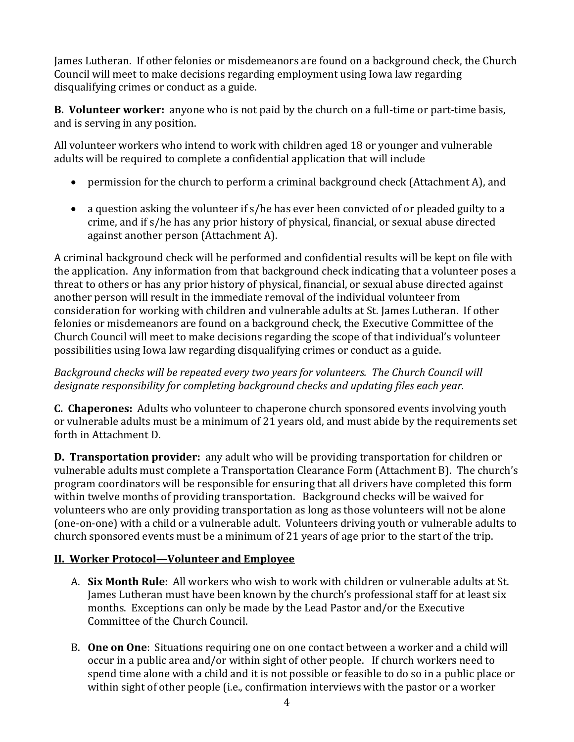James Lutheran. If other felonies or misdemeanors are found on a background check, the Church Council will meet to make decisions regarding employment using Iowa law regarding disqualifying crimes or conduct as a guide.

**B. Volunteer worker:** anyone who is not paid by the church on a full-time or part-time basis, and is serving in any position.

All volunteer workers who intend to work with children aged 18 or younger and vulnerable adults will be required to complete a confidential application that will include

- permission for the church to perform a criminal background check (Attachment A), and
- a question asking the volunteer if s/he has ever been convicted of or pleaded guilty to a crime, and if s/he has any prior history of physical, financial, or sexual abuse directed against another person (Attachment A).

A criminal background check will be performed and confidential results will be kept on file with the application. Any information from that background check indicating that a volunteer poses a threat to others or has any prior history of physical, financial, or sexual abuse directed against another person will result in the immediate removal of the individual volunteer from consideration for working with children and vulnerable adults at St. James Lutheran. If other felonies or misdemeanors are found on a background check, the Executive Committee of the Church Council will meet to make decisions regarding the scope of that individual's volunteer possibilities using Iowa law regarding disqualifying crimes or conduct as a guide.

*Background checks will be repeated every two years for volunteers. The Church Council will designate responsibility for completing background checks and updating files each year.*

**C. Chaperones:** Adults who volunteer to chaperone church sponsored events involving youth or vulnerable adults must be a minimum of 21 years old, and must abide by the requirements set forth in Attachment D.

**D. Transportation provider:** any adult who will be providing transportation for children or vulnerable adults must complete a Transportation Clearance Form (Attachment B). The church's program coordinators will be responsible for ensuring that all drivers have completed this form within twelve months of providing transportation. Background checks will be waived for volunteers who are only providing transportation as long as those volunteers will not be alone (one-on-one) with a child or a vulnerable adult. Volunteers driving youth or vulnerable adults to church sponsored events must be a minimum of 21 years of age prior to the start of the trip.

## II. Worker Protocol—Volunteer and Employee

A. **Six Month Rule**: All workers who wish to work with children or vulnerable adults at St. James Lutheran must have been known by the church's professional staff for at least six months. Exceptions can only be made by the Lead Pastor and/or the Executive Committee of the Church Council.

B. **One on One**: Situations requiring one on one contact between a worker and a child will occur in a public area and/or within sight of other people. If church workers need to spend time alone with a child and it is not possible or feasible to do so in a public place or within sight of other people (i.e., confirmation interviews with the pastor or a worker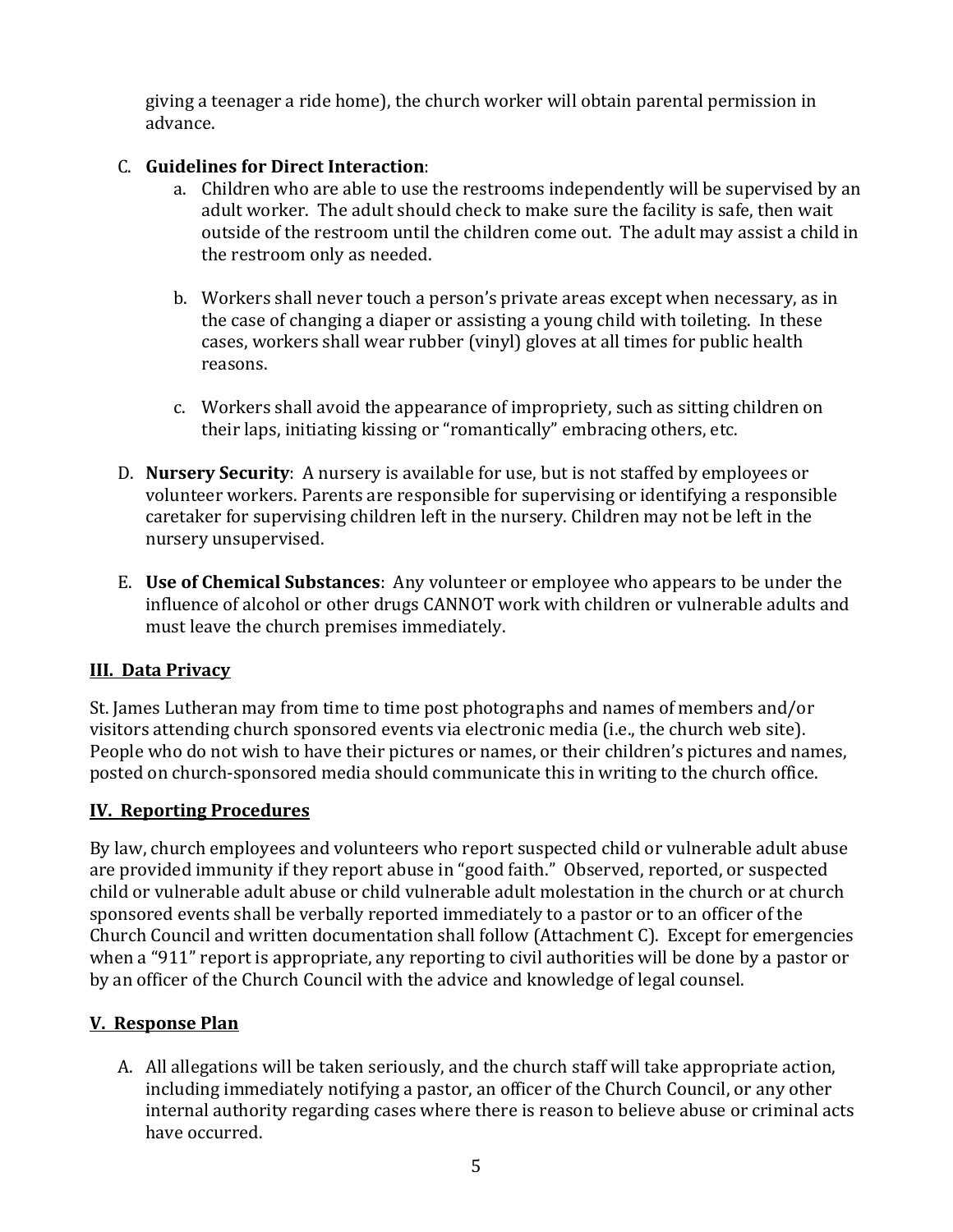giving a teenager a ride home), the church worker will obtain parental permission in advance.

C. **Guidelines for Direct Interaction**:
   a. Children who are able to use the restrooms independently will be supervised by an adult worker. The adult should check to make sure the facility is safe, then wait outside of the restroom until the children come out. The adult may assist a child in the restroom only as needed.

   b. Workers shall never touch a person's private areas except when necessary, as in the case of changing a diaper or assisting a young child with toileting. In these cases, workers shall wear rubber (vinyl) gloves at all times for public health reasons.

   c. Workers shall avoid the appearance of impropriety, such as sitting children on their laps, initiating kissing or "romantically" embracing others, etc.

D. **Nursery Security**: A nursery is available for use, but is not staffed by employees or volunteer workers. Parents are responsible for supervising or identifying a responsible caretaker for supervising children left in the nursery. Children may not be left in the nursery unsupervised.

E. **Use of Chemical Substances**: Any volunteer or employee who appears to be under the influence of alcohol or other drugs CANNOT work with children or vulnerable adults and must leave the church premises immediately.

## III. Data Privacy

St. James Lutheran may from time to time post photographs and names of members and/or visitors attending church sponsored events via electronic media (i.e., the church web site). People who do not wish to have their pictures or names, or their children's pictures and names, posted on church-sponsored media should communicate this in writing to the church office.

## IV. Reporting Procedures

By law, church employees and volunteers who report suspected child or vulnerable adult abuse are provided immunity if they report abuse in "good faith." Observed, reported, or suspected child or vulnerable adult abuse or child vulnerable adult molestation in the church or at church sponsored events shall be verbally reported immediately to a pastor or to an officer of the Church Council and written documentation shall follow (Attachment C). Except for emergencies when a "911" report is appropriate, any reporting to civil authorities will be done by a pastor or by an officer of the Church Council with the advice and knowledge of legal counsel.

## V. Response Plan

A. All allegations will be taken seriously, and the church staff will take appropriate action, including immediately notifying a pastor, an officer of the Church Council, or any other internal authority regarding cases where there is reason to believe abuse or criminal acts have occurred.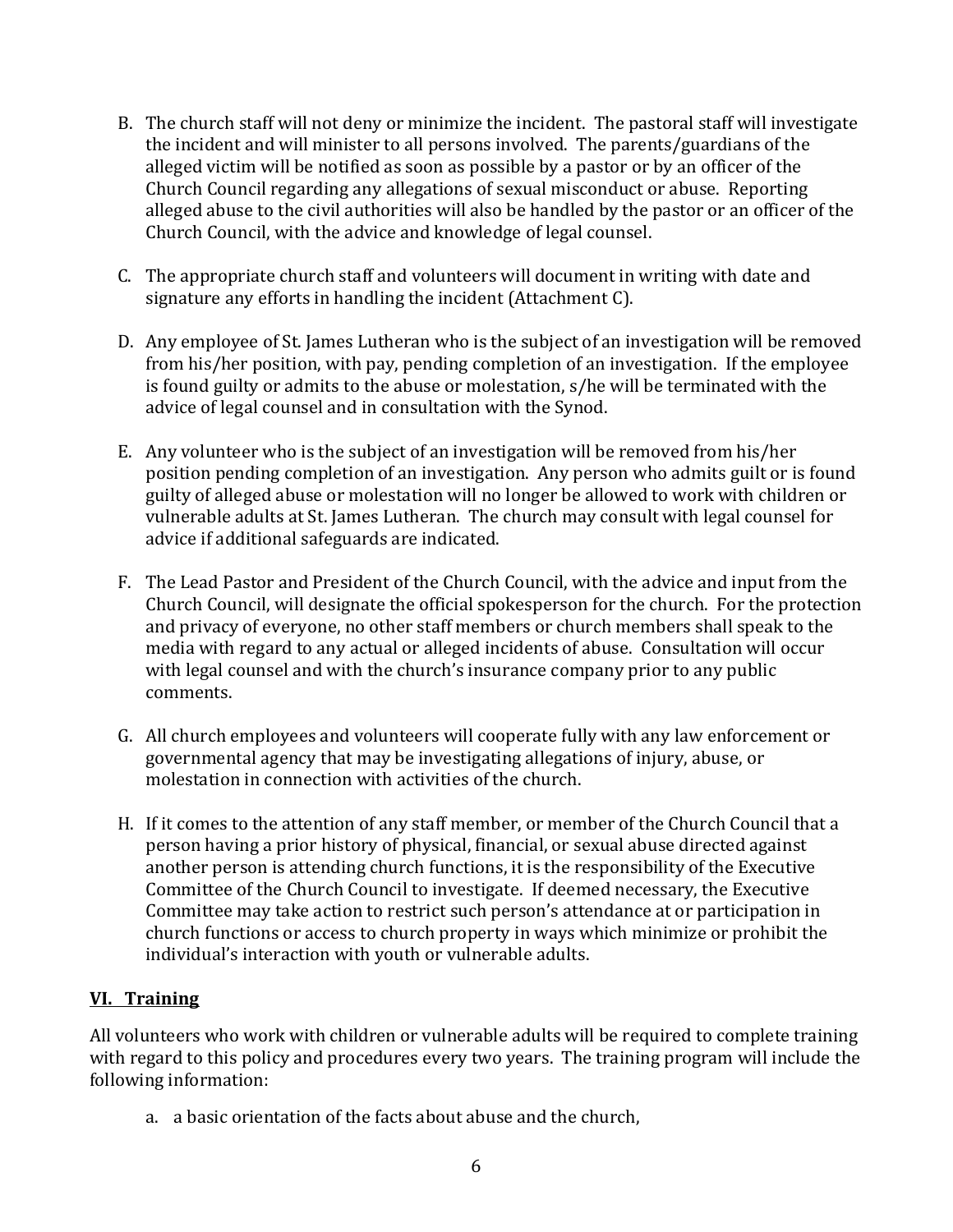B. The church staff will not deny or minimize the incident. The pastoral staff will investigate the incident and will minister to all persons involved. The parents/guardians of the alleged victim will be notified as soon as possible by a pastor or by an officer of the Church Council regarding any allegations of sexual misconduct or abuse. Reporting alleged abuse to the civil authorities will also be handled by the pastor or an officer of the Church Council, with the advice and knowledge of legal counsel.

C. The appropriate church staff and volunteers will document in writing with date and signature any efforts in handling the incident (Attachment C).

D. Any employee of St. James Lutheran who is the subject of an investigation will be removed from his/her position, with pay, pending completion of an investigation. If the employee is found guilty or admits to the abuse or molestation, s/he will be terminated with the advice of legal counsel and in consultation with the Synod.

E. Any volunteer who is the subject of an investigation will be removed from his/her position pending completion of an investigation. Any person who admits guilt or is found guilty of alleged abuse or molestation will no longer be allowed to work with children or vulnerable adults at St. James Lutheran. The church may consult with legal counsel for advice if additional safeguards are indicated.

F. The Lead Pastor and President of the Church Council, with the advice and input from the Church Council, will designate the official spokesperson for the church. For the protection and privacy of everyone, no other staff members or church members shall speak to the media with regard to any actual or alleged incidents of abuse. Consultation will occur with legal counsel and with the church's insurance company prior to any public comments.

G. All church employees and volunteers will cooperate fully with any law enforcement or governmental agency that may be investigating allegations of injury, abuse, or molestation in connection with activities of the church.

H. If it comes to the attention of any staff member, or member of the Church Council that a person having a prior history of physical, financial, or sexual abuse directed against another person is attending church functions, it is the responsibility of the Executive Committee of the Church Council to investigate. If deemed necessary, the Executive Committee may take action to restrict such person's attendance at or participation in church functions or access to church property in ways which minimize or prohibit the individual's interaction with youth or vulnerable adults.

## VI. Training

All volunteers who work with children or vulnerable adults will be required to complete training with regard to this policy and procedures every two years. The training program will include the following information:

a. a basic orientation of the facts about abuse and the church,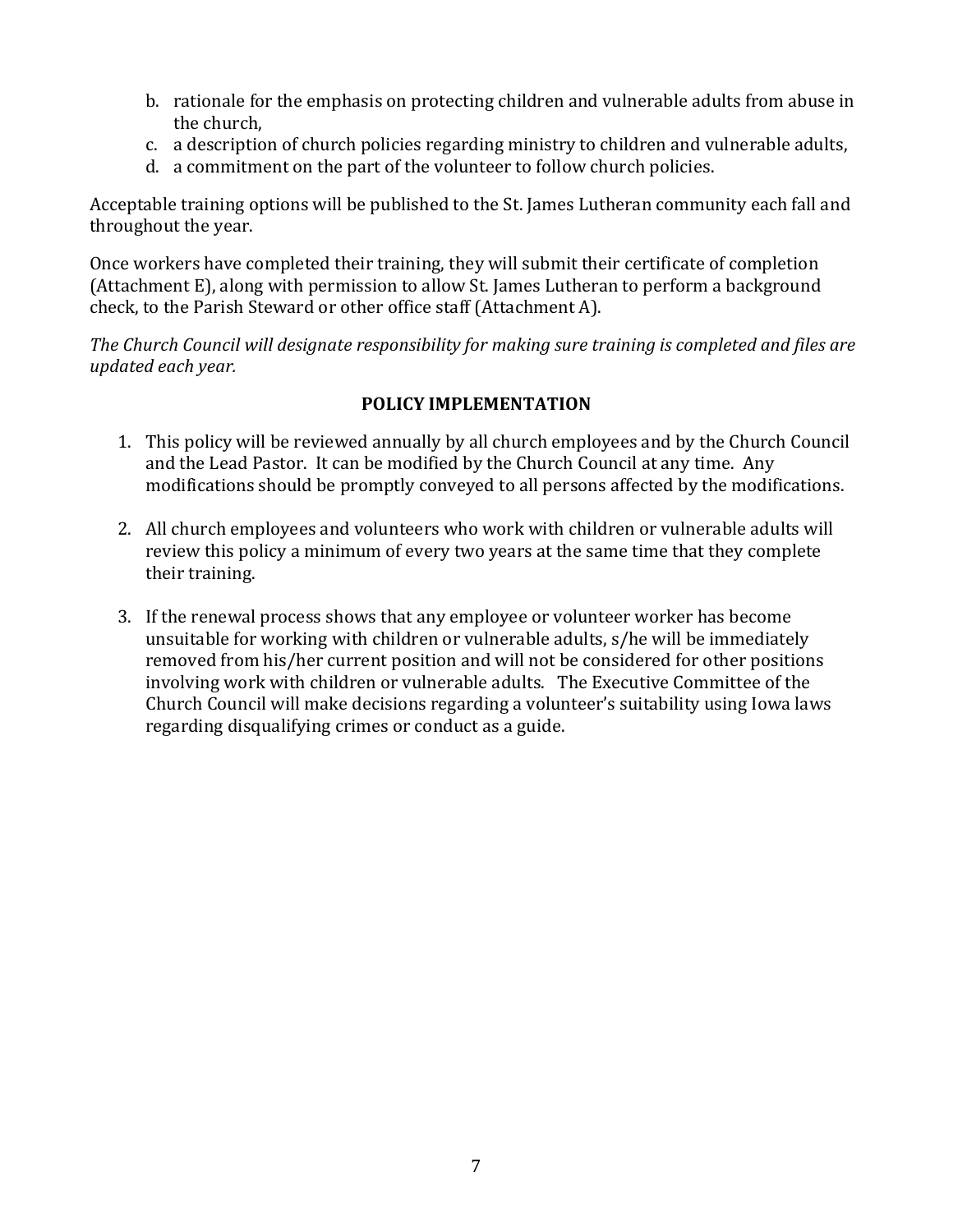b. rationale for the emphasis on protecting children and vulnerable adults from abuse in the church,
c. a description of church policies regarding ministry to children and vulnerable adults,
d. a commitment on the part of the volunteer to follow church policies.

Acceptable training options will be published to the St. James Lutheran community each fall and throughout the year.

Once workers have completed their training, they will submit their certificate of completion (Attachment E), along with permission to allow St. James Lutheran to perform a background check, to the Parish Steward or other office staff (Attachment A).

*The Church Council will designate responsibility for making sure training is completed and files are updated each year.*

**POLICY IMPLEMENTATION**

1. This policy will be reviewed annually by all church employees and by the Church Council and the Lead Pastor. It can be modified by the Church Council at any time. Any modifications should be promptly conveyed to all persons affected by the modifications.

2. All church employees and volunteers who work with children or vulnerable adults will review this policy a minimum of every two years at the same time that they complete their training.

3. If the renewal process shows that any employee or volunteer worker has become unsuitable for working with children or vulnerable adults, s/he will be immediately removed from his/her current position and will not be considered for other positions involving work with children or vulnerable adults. The Executive Committee of the Church Council will make decisions regarding a volunteer's suitability using Iowa laws regarding disqualifying crimes or conduct as a guide.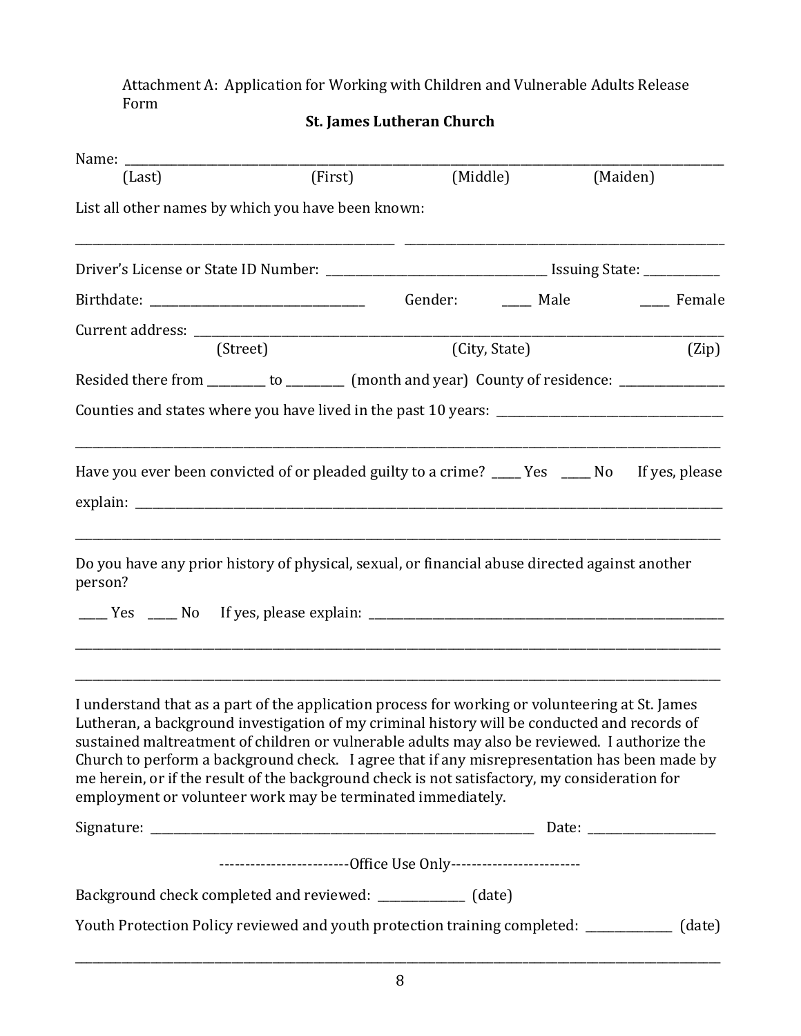Attachment A: Application for Working with Children and Vulnerable Adults Release Form

**St. James Lutheran Church**

Name: ____________________________________________________________________________________
(Last) (First) (Middle) (Maiden)

List all other names by which you have been known:

______________________________________ ______________________________________

Driver's License or State ID Number: ______________________________ Issuing State: __________

Birthdate: ______________________________ Gender: ____ Male ____ Female

Current address: ____________________________________________________________________________
(Street) (City, State) (Zip)

Resided there from ________ to ________ (month and year) County of residence: ______________

Counties and states where you have lived in the past 10 years: ______________________________

____________________________________________________________________________________

Have you ever been convicted of or pleaded guilty to a crime? ____ Yes ____ No If yes, please explain: ____________________________________________________________________________

____________________________________________________________________________________

Do you have any prior history of physical, sexual, or financial abuse directed against another person?

____ Yes ____ No If yes, please explain: __________________________________________________

____________________________________________________________________________________

____________________________________________________________________________________

I understand that as a part of the application process for working or volunteering at St. James Lutheran, a background investigation of my criminal history will be conducted and records of sustained maltreatment of children or vulnerable adults may also be reviewed. I authorize the Church to perform a background check. I agree that if any misrepresentation has been made by me herein, or if the result of the background check is not satisfactory, my consideration for employment or volunteer work may be terminated immediately.

Signature: ________________________________________________________ Date: ________________

------------------------Office Use Only------------------------

Background check completed and reviewed: ____________ (date)

Youth Protection Policy reviewed and youth protection training completed: ____________ (date)

____________________________________________________________________________________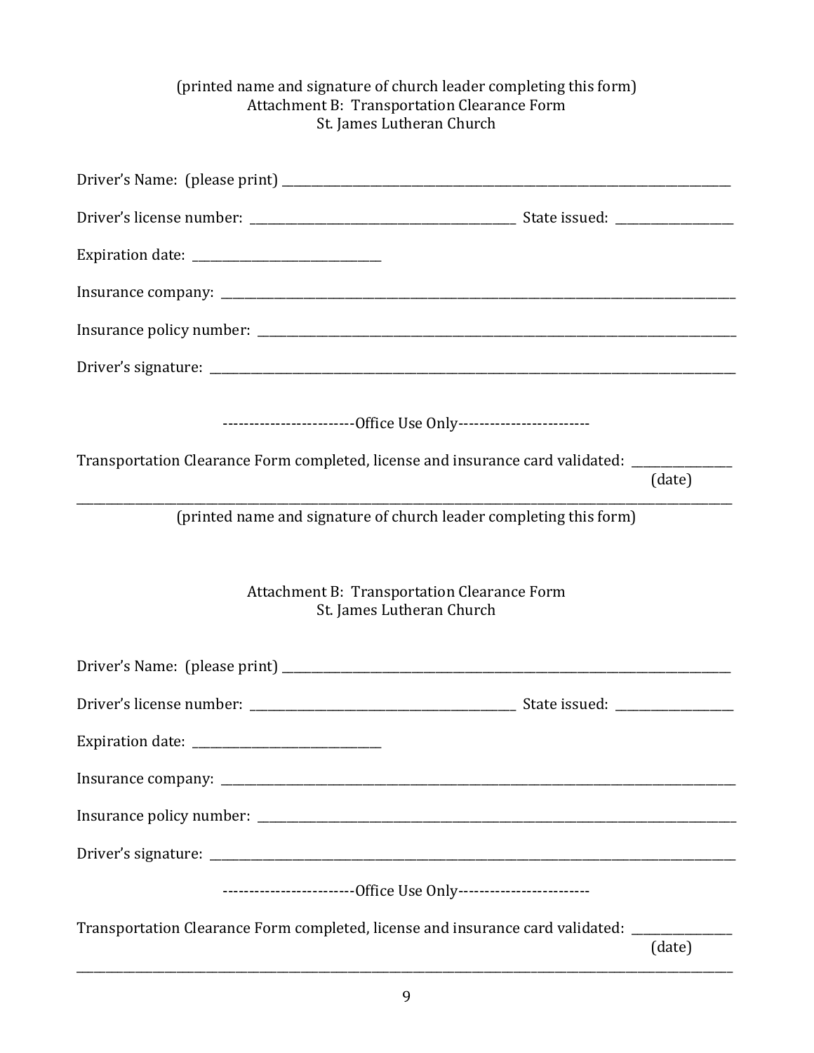(printed name and signature of church leader completing this form)

# Attachment B: Transportation Clearance Form
St. James Lutheran Church

Driver's Name: (please print) ______________________________________________

Driver's license number: ___________________________ State issued: ___________

Expiration date: ____________________

Insurance company: ______________________________________________

Insurance policy number: __________________________________________

Driver's signature: ______________________________________________

------------------------Office Use Only------------------------

Transportation Clearance Form completed, license and insurance card validated: __________
(date)

______________________________________________________________________
(printed name and signature of church leader completing this form)

# Attachment B: Transportation Clearance Form
St. James Lutheran Church

Driver's Name: (please print) ______________________________________________

Driver's license number: ___________________________ State issued: ___________

Expiration date: ____________________

Insurance company: ______________________________________________

Insurance policy number: __________________________________________

Driver's signature: ______________________________________________

------------------------Office Use Only------------------------

Transportation Clearance Form completed, license and insurance card validated: __________
(date)

______________________________________________________________________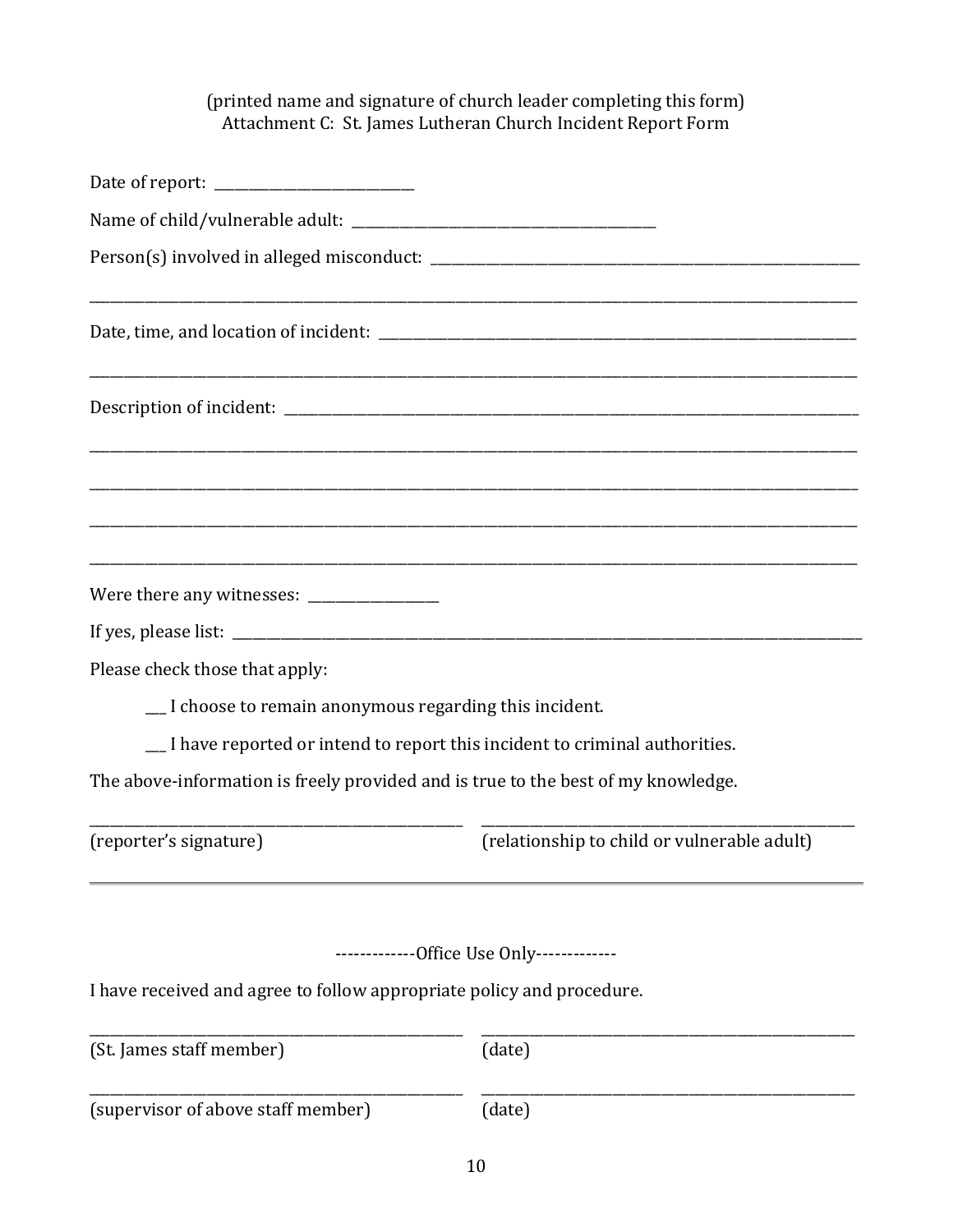(printed name and signature of church leader completing this form)

Attachment C: St. James Lutheran Church Incident Report Form

Date of report: ___________________________

Name of child/vulnerable adult: _________________________________________

Person(s) involved in alleged misconduct: _________________________________________________________

_____________________________________________________________________________________________________

Date, time, and location of incident: _________________________________________________________________

_____________________________________________________________________________________________________

Description of incident: _________________________________________________________________________

_____________________________________________________________________________________________________

_____________________________________________________________________________________________________

_____________________________________________________________________________________________________

_____________________________________________________________________________________________________

Were there any witnesses: __________________

If yes, please list: _____________________________________________________________________________________

Please check those that apply:

___ I choose to remain anonymous regarding this incident.

___ I have reported or intend to report this incident to criminal authorities.

The above-information is freely provided and is true to the best of my knowledge.

_____________________________________________ _____________________________________________

(reporter's signature) (relationship to child or vulnerable adult)

---

-------------Office Use Only-------------

I have received and agree to follow appropriate policy and procedure.

_____________________________________________ _____________________________________________

(St. James staff member) (date)

_____________________________________________ _____________________________________________

(supervisor of above staff member) (date)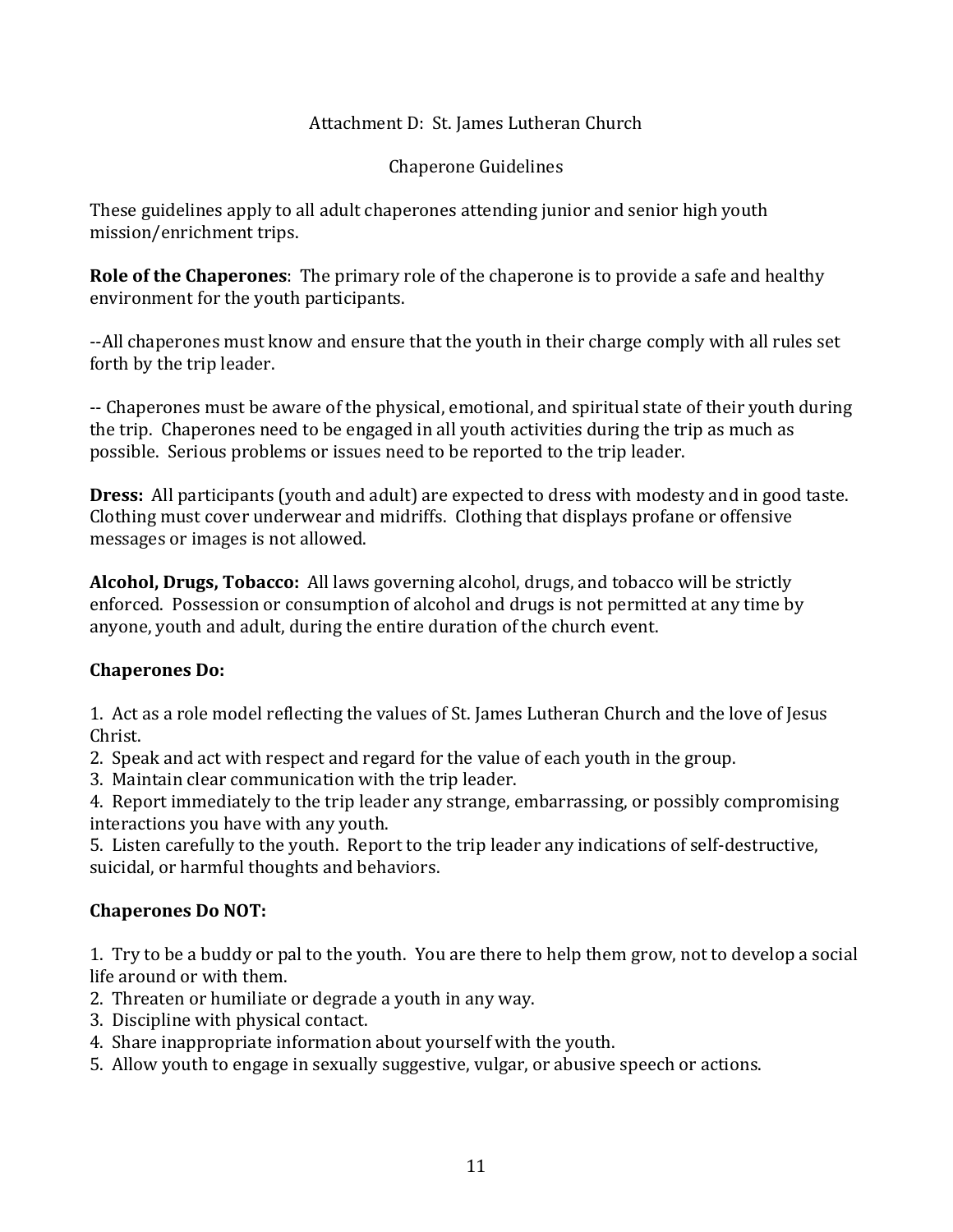# Attachment D: St. James Lutheran Church

## Chaperone Guidelines

These guidelines apply to all adult chaperones attending junior and senior high youth mission/enrichment trips.

**Role of the Chaperones**: The primary role of the chaperone is to provide a safe and healthy environment for the youth participants.

--All chaperones must know and ensure that the youth in their charge comply with all rules set forth by the trip leader.

-- Chaperones must be aware of the physical, emotional, and spiritual state of their youth during the trip. Chaperones need to be engaged in all youth activities during the trip as much as possible. Serious problems or issues need to be reported to the trip leader.

**Dress:** All participants (youth and adult) are expected to dress with modesty and in good taste. Clothing must cover underwear and midriffs. Clothing that displays profane or offensive messages or images is not allowed.

**Alcohol, Drugs, Tobacco:** All laws governing alcohol, drugs, and tobacco will be strictly enforced. Possession or consumption of alcohol and drugs is not permitted at any time by anyone, youth and adult, during the entire duration of the church event.

**Chaperones Do:**

1. Act as a role model reflecting the values of St. James Lutheran Church and the love of Jesus Christ.
2. Speak and act with respect and regard for the value of each youth in the group.
3. Maintain clear communication with the trip leader.
4. Report immediately to the trip leader any strange, embarrassing, or possibly compromising interactions you have with any youth.
5. Listen carefully to the youth. Report to the trip leader any indications of self-destructive, suicidal, or harmful thoughts and behaviors.

**Chaperones Do NOT:**

1. Try to be a buddy or pal to the youth. You are there to help them grow, not to develop a social life around or with them.
2. Threaten or humiliate or degrade a youth in any way.
3. Discipline with physical contact.
4. Share inappropriate information about yourself with the youth.
5. Allow youth to engage in sexually suggestive, vulgar, or abusive speech or actions.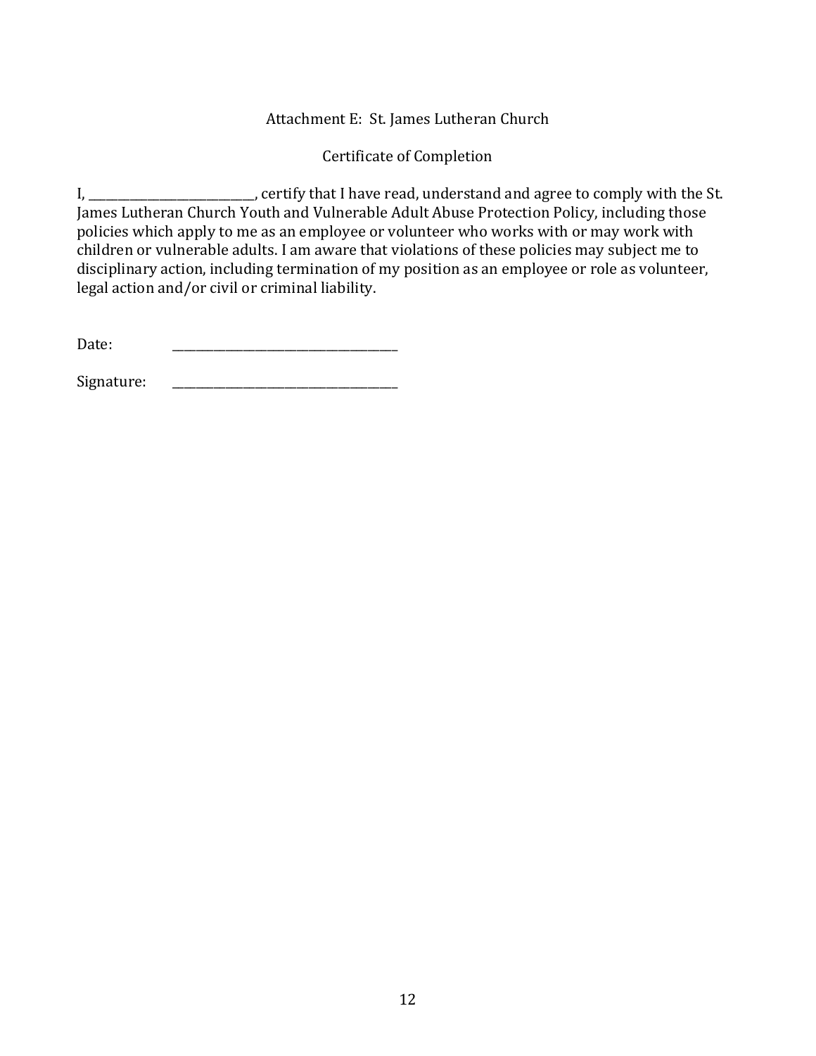Attachment E: St. James Lutheran Church

Certificate of Completion

I, ____________________________, certify that I have read, understand and agree to comply with the St. James Lutheran Church Youth and Vulnerable Adult Abuse Protection Policy, including those policies which apply to me as an employee or volunteer who works with or may work with children or vulnerable adults. I am aware that violations of these policies may subject me to disciplinary action, including termination of my position as an employee or role as volunteer, legal action and/or civil or criminal liability.

Date: ______________________________________

Signature: ______________________________________